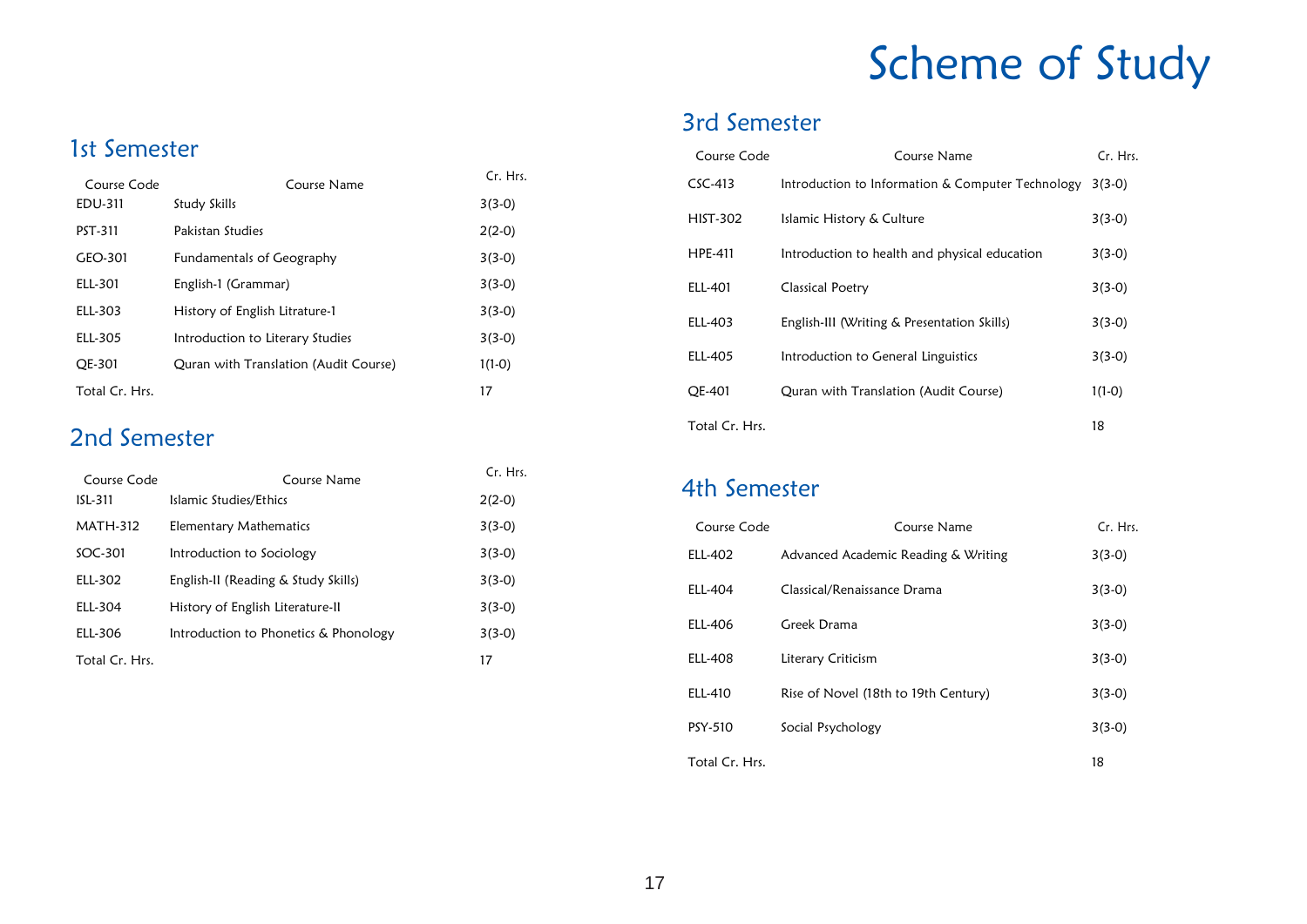# Scheme of Study

## 1st Semester

| Course Code | Course Name | Cr. Hrs. |
|---|---|---|
| EDU-311 | Study Skills | 3(3-0) |
| PST-311 | Pakistan Studies | 2(2-0) |
| GEO-301 | Fundamentals of Geography | 3(3-0) |
| ELL-301 | English-1 (Grammar) | 3(3-0) |
| ELL-303 | History of English Litrature-1 | 3(3-0) |
| ELL-305 | Introduction to Literary Studies | 3(3-0) |
| QE-301 | Quran with Translation (Audit Course) | 1(1-0) |
| Total Cr. Hrs. | | 17 |

## 2nd Semester

| Course Code | Course Name | Cr. Hrs. |
|---|---|---|
| ISL-311 | Islamic Studies/Ethics | 2(2-0) |
| MATH-312 | Elementary Mathematics | 3(3-0) |
| SOC-301 | Introduction to Sociology | 3(3-0) |
| ELL-302 | English-II (Reading & Study Skills) | 3(3-0) |
| ELL-304 | History of English Literature-II | 3(3-0) |
| ELL-306 | Introduction to Phonetics & Phonology | 3(3-0) |
| Total Cr. Hrs. | | 17 |

## 3rd Semester

| Course Code | Course Name | Cr. Hrs. |
|---|---|---|
| CSC-413 | Introduction to Information & Computer Technology | 3(3-0) |
| HIST-302 | Islamic History & Culture | 3(3-0) |
| HPE-411 | Introduction to health and physical education | 3(3-0) |
| ELL-401 | Classical Poetry | 3(3-0) |
| ELL-403 | English-III (Writing & Presentation Skills) | 3(3-0) |
| ELL-405 | Introduction to General Linguistics | 3(3-0) |
| QE-401 | Quran with Translation (Audit Course) | 1(1-0) |
| Total Cr. Hrs. | | 18 |

## 4th Semester

| Course Code | Course Name | Cr. Hrs. |
|---|---|---|
| ELL-402 | Advanced Academic Reading & Writing | 3(3-0) |
| ELL-404 | Classical/Renaissance Drama | 3(3-0) |
| ELL-406 | Greek Drama | 3(3-0) |
| ELL-408 | Literary Criticism | 3(3-0) |
| ELL-410 | Rise of Novel (18th to 19th Century) | 3(3-0) |
| PSY-510 | Social Psychology | 3(3-0) |
| Total Cr. Hrs. | | 18 |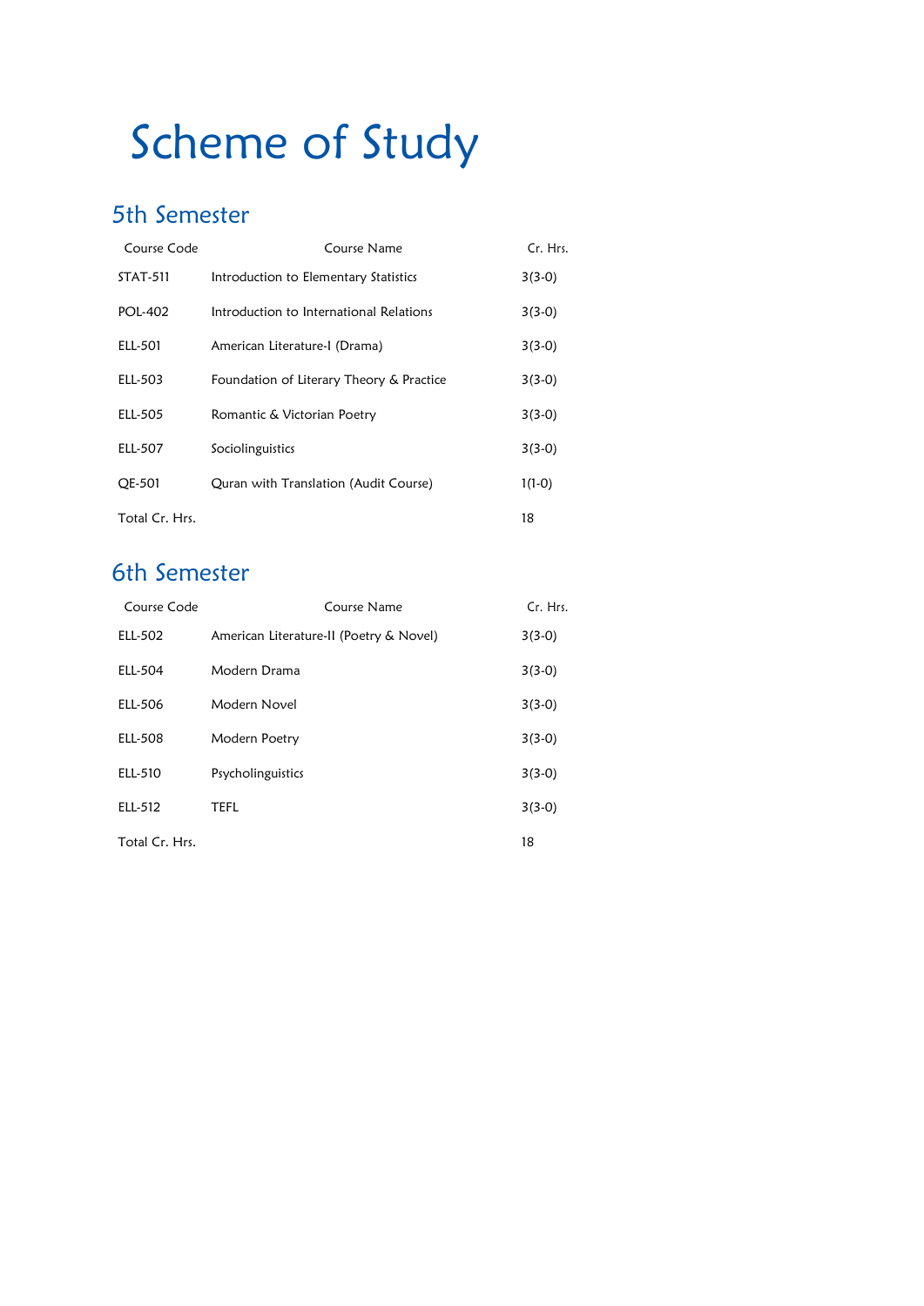# Scheme of Study

## 5th Semester

| Course Code | Course Name | Cr. Hrs. |
| --- | --- | --- |
| STAT-511 | Introduction to Elementary Statistics | 3(3-0) |
| POL-402 | Introduction to International Relations | 3(3-0) |
| ELL-501 | American Literature-I (Drama) | 3(3-0) |
| ELL-503 | Foundation of Literary Theory & Practice | 3(3-0) |
| ELL-505 | Romantic & Victorian Poetry | 3(3-0) |
| ELL-507 | Sociolinguistics | 3(3-0) |
| QE-501 | Quran with Translation (Audit Course) | 1(1-0) |
| Total Cr. Hrs. | | 18 |

## 6th Semester

| Course Code | Course Name | Cr. Hrs. |
| --- | --- | --- |
| ELL-502 | American Literature-II (Poetry & Novel) | 3(3-0) |
| ELL-504 | Modern Drama | 3(3-0) |
| ELL-506 | Modern Novel | 3(3-0) |
| ELL-508 | Modern Poetry | 3(3-0) |
| ELL-510 | Psycholinguistics | 3(3-0) |
| ELL-512 | TEFL | 3(3-0) |
| Total Cr. Hrs. | | 18 |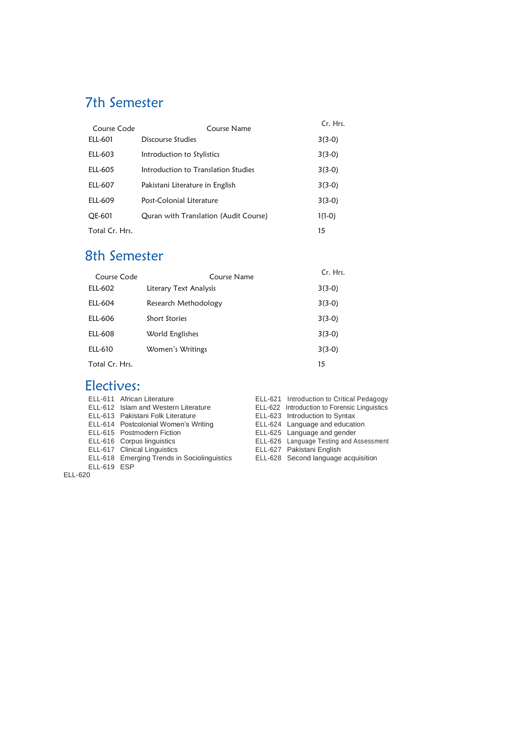## 7th Semester

| Course Code | Course Name | Cr. Hrs. |
|---|---|---|
| ELL-601 | Discourse Studies | 3(3-0) |
| ELL-603 | Introduction to Stylistics | 3(3-0) |
| ELL-605 | Introduction to Translation Studies | 3(3-0) |
| ELL-607 | Pakistani Literature in English | 3(3-0) |
| ELL-609 | Post-Colonial Literature | 3(3-0) |
| QE-601 | Quran with Translation (Audit Course) | 1(1-0) |
| Total Cr. Hrs. | | 15 |

## 8th Semester

| Course Code | Course Name | Cr. Hrs. |
|---|---|---|
| ELL-602 | Literary Text Analysis | 3(3-0) |
| ELL-604 | Research Methodology | 3(3-0) |
| ELL-606 | Short Stories | 3(3-0) |
| ELL-608 | World Englishes | 3(3-0) |
| ELL-610 | Women's Writings | 3(3-0) |
| Total Cr. Hrs. | | 15 |

## Electives:

ELL-611 African Literature
ELL-612 Islam and Western Literature
ELL-613 Pakistani Folk Literature
ELL-614 Postcolonial Women's Writing
ELL-615 Postmodern Fiction
ELL-616 Corpus linguistics
ELL-617 Clinical Linguistics
ELL-618 Emerging Trends in Sociolinguistics
ELL-619 ESP
ELL-620
ELL-621 Introduction to Critical Pedagogy
ELL-622 Introduction to Forensic Linguistics
ELL-623 Introduction to Syntax
ELL-624 Language and education
ELL-625 Language and gender
ELL-626 Language Testing and Assessment
ELL-627 Pakistani English
ELL-628 Second language acquisition